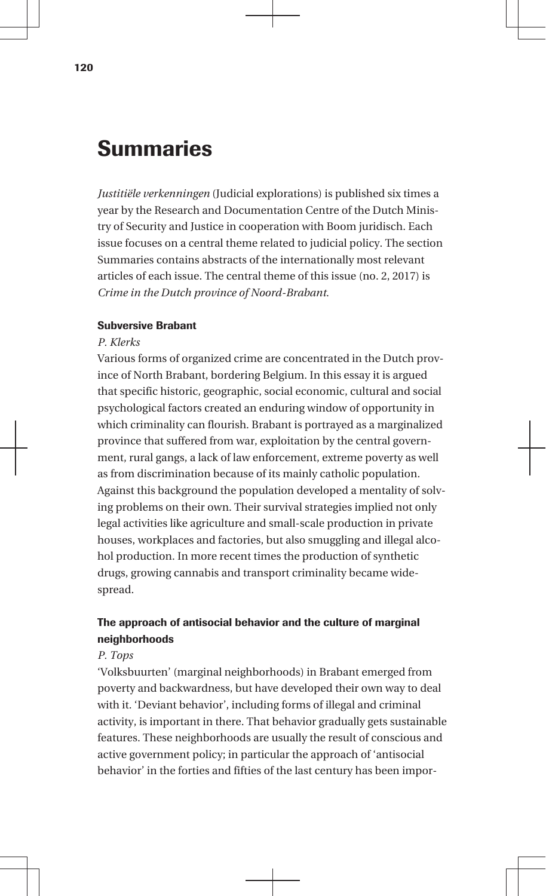# Summaries

*Justitiële verkenningen* (Judicial explorations) is published six times a year by the Research and Documentation Centre of the Dutch Ministry of Security and Justice in cooperation with Boom juridisch. Each issue focuses on a central theme related to judicial policy. The section Summaries contains abstracts of the internationally most relevant articles of each issue. The central theme of this issue (no. 2, 2017) is *Crime in the Dutch province of Noord-Brabant*.

### Subversive Brabant

*P. Klerks*

Various forms of organized crime are concentrated in the Dutch province of North Brabant, bordering Belgium. In this essay it is argued that specific historic, geographic, social economic, cultural and social psychological factors created an enduring window of opportunity in which criminality can flourish. Brabant is portrayed as a marginalized province that suffered from war, exploitation by the central government, rural gangs, a lack of law enforcement, extreme poverty as well as from discrimination because of its mainly catholic population. Against this background the population developed a mentality of solving problems on their own. Their survival strategies implied not only legal activities like agriculture and small-scale production in private houses, workplaces and factories, but also smuggling and illegal alcohol production. In more recent times the production of synthetic drugs, growing cannabis and transport criminality became widespread.

### The approach of antisocial behavior and the culture of marginal neighborhoods

*P. Tops*

'Volksbuurten' (marginal neighborhoods) in Brabant emerged from poverty and backwardness, but have developed their own way to deal with it. 'Deviant behavior', including forms of illegal and criminal activity, is important in there. That behavior gradually gets sustainable features. These neighborhoods are usually the result of conscious and active government policy; in particular the approach of 'antisocial behavior' in the forties and fifties of the last century has been impor-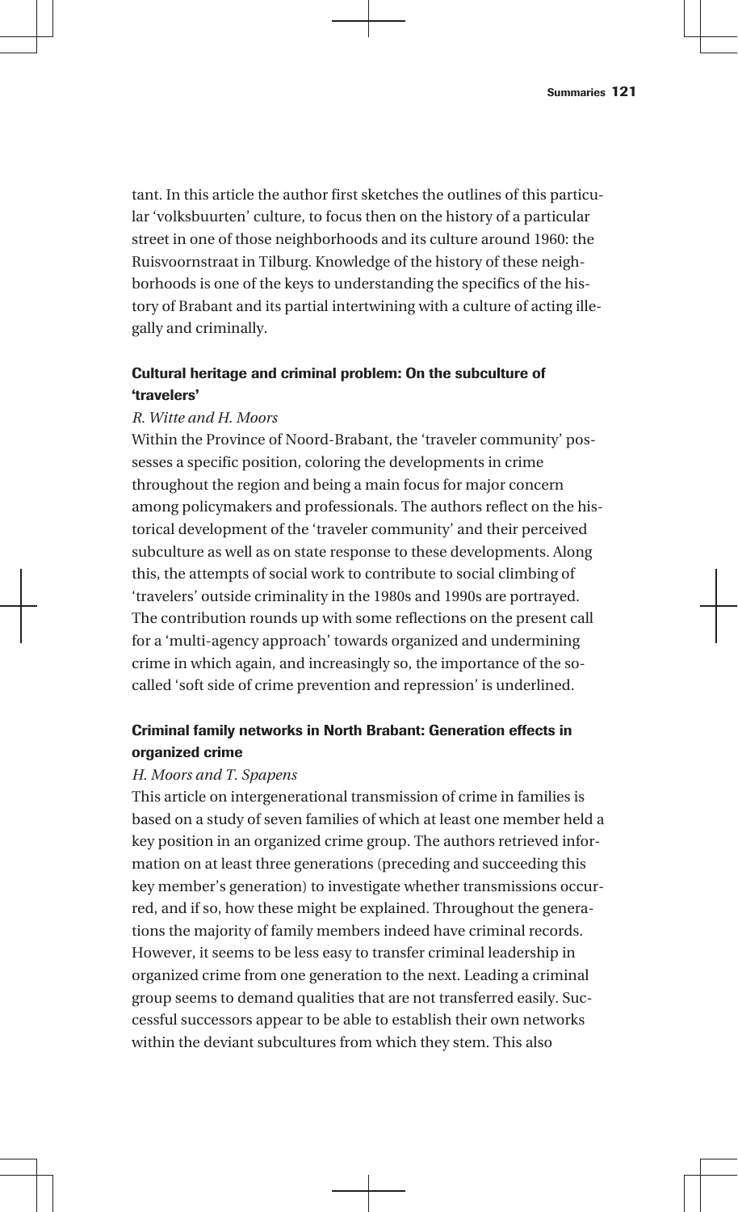tant. In this article the author first sketches the outlines of this particular 'volksbuurten' culture, to focus then on the history of a particular street in one of those neighborhoods and its culture around 1960: the Ruisvoornstraat in Tilburg. Knowledge of the history of these neighborhoods is one of the keys to understanding the specifics of the history of Brabant and its partial intertwining with a culture of acting illegally and criminally.

### Cultural heritage and criminal problem: On the subculture of 'travelers'

*R. Witte and H. Moors*

Within the Province of Noord-Brabant, the 'traveler community' possesses a specific position, coloring the developments in crime throughout the region and being a main focus for major concern among policymakers and professionals. The authors reflect on the historical development of the 'traveler community' and their perceived subculture as well as on state response to these developments. Along this, the attempts of social work to contribute to social climbing of 'travelers' outside criminality in the 1980s and 1990s are portrayed. The contribution rounds up with some reflections on the present call for a 'multi-agency approach' towards organized and undermining crime in which again, and increasingly so, the importance of the so-called 'soft side of crime prevention and repression' is underlined.

### Criminal family networks in North Brabant: Generation effects in organized crime

*H. Moors and T. Spapens*

This article on intergenerational transmission of crime in families is based on a study of seven families of which at least one member held a key position in an organized crime group. The authors retrieved information on at least three generations (preceding and succeeding this key member's generation) to investigate whether transmissions occurred, and if so, how these might be explained. Throughout the generations the majority of family members indeed have criminal records. However, it seems to be less easy to transfer criminal leadership in organized crime from one generation to the next. Leading a criminal group seems to demand qualities that are not transferred easily. Successful successors appear to be able to establish their own networks within the deviant subcultures from which they stem. This also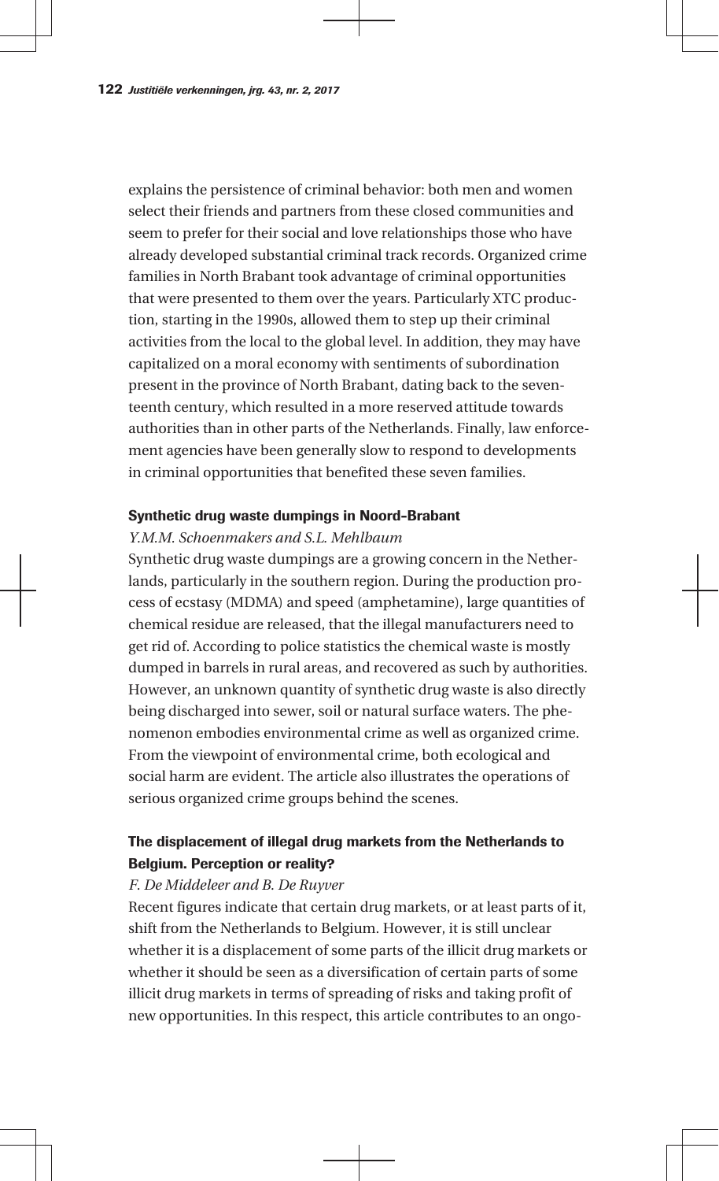explains the persistence of criminal behavior: both men and women select their friends and partners from these closed communities and seem to prefer for their social and love relationships those who have already developed substantial criminal track records. Organized crime families in North Brabant took advantage of criminal opportunities that were presented to them over the years. Particularly XTC production, starting in the 1990s, allowed them to step up their criminal activities from the local to the global level. In addition, they may have capitalized on a moral economy with sentiments of subordination present in the province of North Brabant, dating back to the seventeenth century, which resulted in a more reserved attitude towards authorities than in other parts of the Netherlands. Finally, law enforcement agencies have been generally slow to respond to developments in criminal opportunities that benefited these seven families.

### Synthetic drug waste dumpings in Noord-Brabant

*Y.M.M. Schoenmakers and S.L. Mehlbaum*

Synthetic drug waste dumpings are a growing concern in the Netherlands, particularly in the southern region. During the production process of ecstasy (MDMA) and speed (amphetamine), large quantities of chemical residue are released, that the illegal manufacturers need to get rid of. According to police statistics the chemical waste is mostly dumped in barrels in rural areas, and recovered as such by authorities. However, an unknown quantity of synthetic drug waste is also directly being discharged into sewer, soil or natural surface waters. The phenomenon embodies environmental crime as well as organized crime. From the viewpoint of environmental crime, both ecological and social harm are evident. The article also illustrates the operations of serious organized crime groups behind the scenes.

### The displacement of illegal drug markets from the Netherlands to Belgium. Perception or reality?

*F. De Middeleer and B. De Ruyver*

Recent figures indicate that certain drug markets, or at least parts of it, shift from the Netherlands to Belgium. However, it is still unclear whether it is a displacement of some parts of the illicit drug markets or whether it should be seen as a diversification of certain parts of some illicit drug markets in terms of spreading of risks and taking profit of new opportunities. In this respect, this article contributes to an ongo-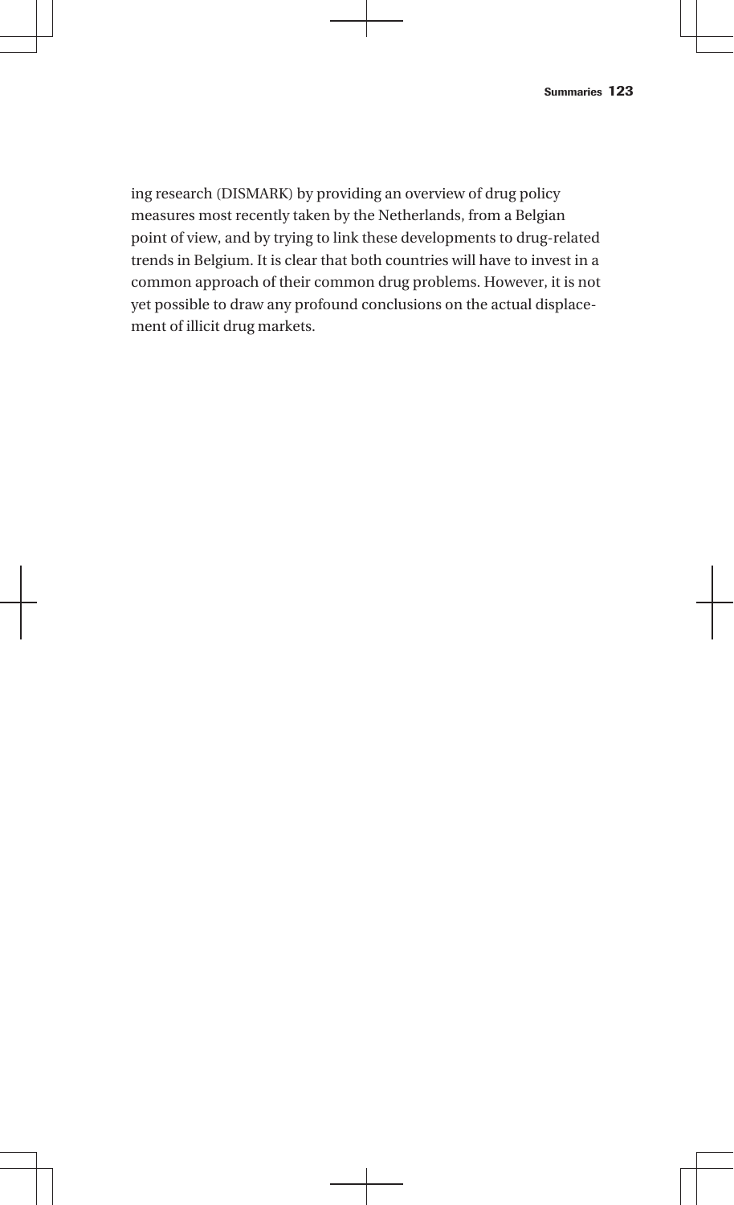ing research (DISMARK) by providing an overview of drug policy measures most recently taken by the Netherlands, from a Belgian point of view, and by trying to link these developments to drug-related trends in Belgium. It is clear that both countries will have to invest in a common approach of their common drug problems. However, it is not yet possible to draw any profound conclusions on the actual displacement of illicit drug markets.